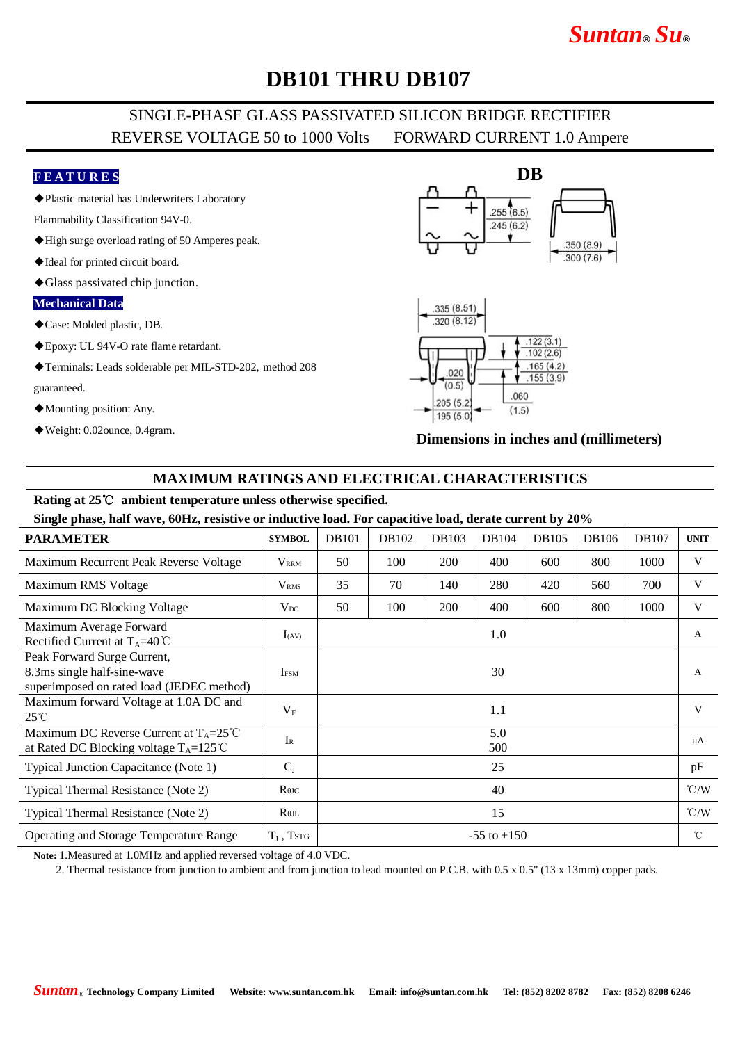# DB101 THRU DB107

SINGLE-PHASE GLASS PASSIVATED SILICON BRIDGE RECTIFIER

REVERSE VOLTAGE 50 to 1000 Volts FORWARD CURRENT 1.0 Ampere

## FEATURES

- ◆Plastic material has Underwriters Laboratory Flammability Classification 94V-0.
- ◆High surge overload rating of 50 Amperes peak.
- ◆Ideal for printed circuit board.
- ◆Glass passivated chip junction.

## Mechanical Data

- ◆Case: Molded plastic, DB.
- ◆Epoxy: UL 94V-O rate flame retardant.
- ◆Terminals: Leads solderable per MIL-STD-202, method 208 guaranteed.
- ◆Mounting position: Any.
- ◆Weight: 0.02ounce, 0.4gram.

**DB**

.255 (6.5) .245 (6.2)

.350 (8.9) .300 (7.6)

.335 (8.51) .320 (8.12)

.122 (3.1) .102 (2.6)

.165 (4.2) .155 (3.9)

.020 (0.5)

.205 (5.2) .195 (5.0)

.060 (1.5)

**Dimensions in inches and (millimeters)**

## MAXIMUM RATINGS AND ELECTRICAL CHARACTERISTICS

**Rating at 25℃ ambient temperature unless otherwise specified.**

**Single phase, half wave, 60Hz, resistive or inductive load. For capacitive load, derate current by 20%**

| PARAMETER | SYMBOL | DB101 | DB102 | DB103 | DB104 | DB105 | DB106 | DB107 | UNIT |
|---|---|---|---|---|---|---|---|---|---|
| Maximum Recurrent Peak Reverse Voltage | $V_{RRM}$ | 50 | 100 | 200 | 400 | 600 | 800 | 1000 | V |
| Maximum RMS Voltage | $V_{RMS}$ | 35 | 70 | 140 | 280 | 420 | 560 | 700 | V |
| Maximum DC Blocking Voltage | $V_{DC}$ | 50 | 100 | 200 | 400 | 600 | 800 | 1000 | V |
| Maximum Average Forward Rectified Current at $T_A$=40℃ | $I_{(AV)}$ | 1.0 | | | | | | | A |
| Peak Forward Surge Current, 8.3ms single half-sine-wave superimposed on rated load (JEDEC method) | $I_{FSM}$ | 30 | | | | | | | A |
| Maximum forward Voltage at 1.0A DC and 25℃ | $V_F$ | 1.1 | | | | | | | V |
| Maximum DC Reverse Current at $T_A$=25℃ at Rated DC Blocking voltage $T_A$=125℃ | $I_R$ | 5.0 / 500 | | | | | | | μA |
| Typical Junction Capacitance (Note 1) | $C_J$ | 25 | | | | | | | pF |
| Typical Thermal Resistance (Note 2) | $R_{\theta JC}$ | 40 | | | | | | | ℃/W |
| Typical Thermal Resistance (Note 2) | $R_{\theta JL}$ | 15 | | | | | | | ℃/W |
| Operating and Storage Temperature Range | $T_J$ , $T_{STG}$ | -55 to +150 | | | | | | | ℃ |

**Note:** 1.Measured at 1.0MHz and applied reversed voltage of 4.0 VDC.

2. Thermal resistance from junction to ambient and from junction to lead mounted on P.C.B. with 0.5 x 0.5" (13 x 13mm) copper pads.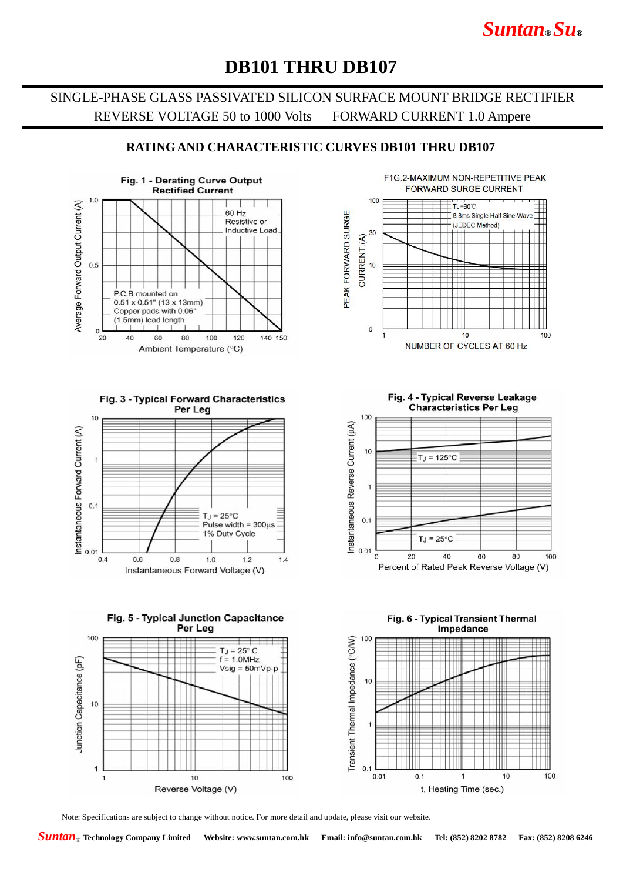# DB101 THRU DB107

SINGLE-PHASE GLASS PASSIVATED SILICON SURFACE MOUNT BRIDGE RECTIFIER
REVERSE VOLTAGE 50 to 1000 Volts FORWARD CURRENT 1.0 Ampere

## RATING AND CHARACTERISTIC CURVES DB101 THRU DB107

**Fig. 1 - Derating Curve Output Rectified Current**

Average Forward Output Current (A)
1.0
0.5
0
20 40 60 80 100 120 140 150
Ambient Temperature (°C)
60 Hz
Resistive or
Inductive Load
P.C.B mounted on
0.51 x 0.51" (13 x 13mm)
Copper pads with 0.06"
(1.5mm) lead length

**F1G.2-MAXIMUM NON-REPETITIVE PEAK FORWARD SURGE CURRENT**

PEAK FORWARD SURGE CURRENT,(A)
100
30
10
0
1 10 100
NUMBER OF CYCLES AT 60 Hz
TL=90°C
8.3ms Single Half Sine-Wave
(JEDEC Method)

**Fig. 3 - Typical Forward Characteristics Per Leg**

Instantaneous Forward Current (A)
10
1
0.1
0.01
0.4 0.6 0.8 1.0 1.2 1.4
Instantaneous Forward Voltage (V)
$T_J$ = 25°C
Pulse width = 300µs
1% Duty Cycle

**Fig. 4 - Typical Reverse Leakage Characteristics Per Leg**

Instantaneous Reverse Current (µA)
100
10
1
0.1
0.01
0 20 40 60 80 100
Percent of Rated Peak Reverse Voltage (V)
$T_J$ = 125°C
$T_J$ = 25°C

**Fig. 5 - Typical Junction Capacitance Per Leg**

Junction Capacitance (pF)
100
10
1
1 10 100
Reverse Voltage (V)
$T_J$ = 25° C
f = 1.0MHz
Vsig = 50mVp-p

**Fig. 6 - Typical Transient Thermal Impedance**

Transient Thermal Impedance (°C/W)
100
10
1
0.1
0.01 0.1 1 10 100
t, Heating Time (sec.)

Note: Specifications are subject to change without notice. For more detail and update, please visit our website.

**Suntan® Technology Company Limited Website: www.suntan.com.hk Email: info@suntan.com.hk Tel: (852) 8202 8782 Fax: (852) 8208 6246**